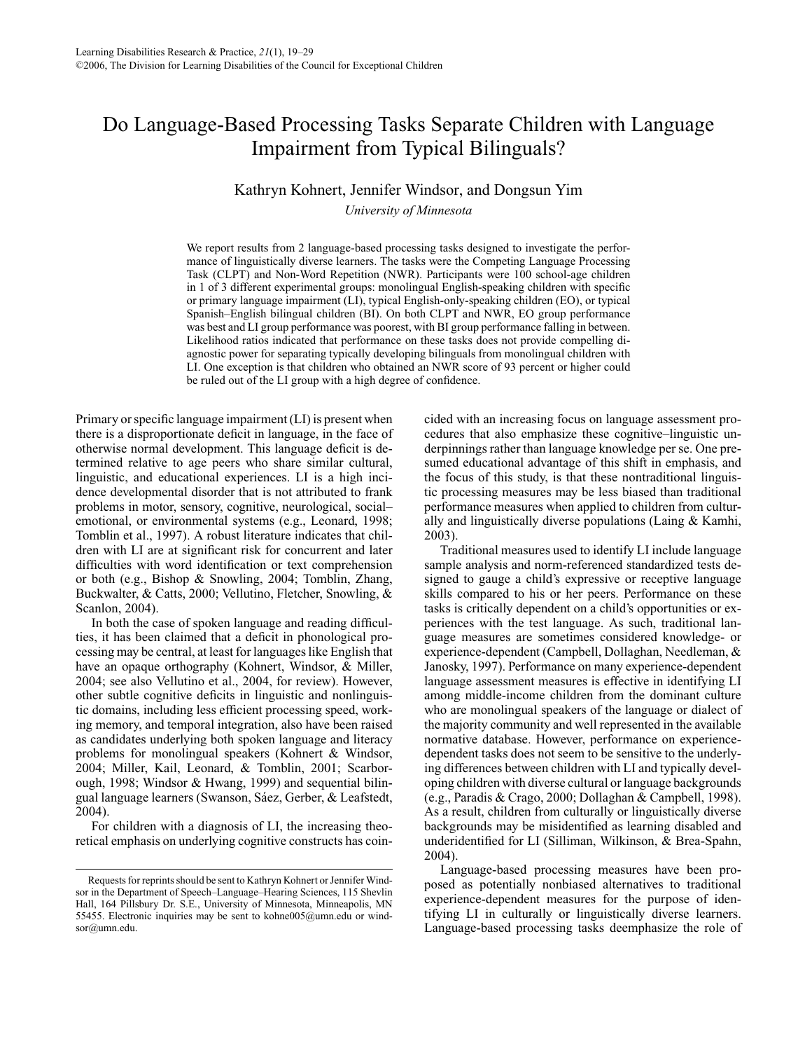# Do Language-Based Processing Tasks Separate Children with Language Impairment from Typical Bilinguals?

Kathryn Kohnert, Jennifer Windsor, and Dongsun Yim

*University of Minnesota*

We report results from 2 language-based processing tasks designed to investigate the performance of linguistically diverse learners. The tasks were the Competing Language Processing Task (CLPT) and Non-Word Repetition (NWR). Participants were 100 school-age children in 1 of 3 different experimental groups: monolingual English-speaking children with specific or primary language impairment (LI), typical English-only-speaking children (EO), or typical Spanish–English bilingual children (BI). On both CLPT and NWR, EO group performance was best and LI group performance was poorest, with BI group performance falling in between. Likelihood ratios indicated that performance on these tasks does not provide compelling diagnostic power for separating typically developing bilinguals from monolingual children with LI. One exception is that children who obtained an NWR score of 93 percent or higher could be ruled out of the LI group with a high degree of confidence.

Primary or specific language impairment (LI) is present when there is a disproportionate deficit in language, in the face of otherwise normal development. This language deficit is determined relative to age peers who share similar cultural, linguistic, and educational experiences. LI is a high incidence developmental disorder that is not attributed to frank problems in motor, sensory, cognitive, neurological, social–emotional, or environmental systems (e.g., Leonard, 1998; Tomblin et al., 1997). A robust literature indicates that children with LI are at significant risk for concurrent and later difficulties with word identification or text comprehension or both (e.g., Bishop & Snowling, 2004; Tomblin, Zhang, Buckwalter, & Catts, 2000; Vellutino, Fletcher, Snowling, & Scanlon, 2004).

In both the case of spoken language and reading difficulties, it has been claimed that a deficit in phonological processing may be central, at least for languages like English that have an opaque orthography (Kohnert, Windsor, & Miller, 2004; see also Vellutino et al., 2004, for review). However, other subtle cognitive deficits in linguistic and nonlinguistic domains, including less efficient processing speed, working memory, and temporal integration, also have been raised as candidates underlying both spoken language and literacy problems for monolingual speakers (Kohnert & Windsor, 2004; Miller, Kail, Leonard, & Tomblin, 2001; Scarborough, 1998; Windsor & Hwang, 1999) and sequential bilingual language learners (Swanson, Sáez, Gerber, & Leafstedt, 2004).

For children with a diagnosis of LI, the increasing theoretical emphasis on underlying cognitive constructs has coincided with an increasing focus on language assessment procedures that also emphasize these cognitive–linguistic underpinnings rather than language knowledge per se. One presumed educational advantage of this shift in emphasis, and the focus of this study, is that these nontraditional linguistic processing measures may be less biased than traditional performance measures when applied to children from culturally and linguistically diverse populations (Laing & Kamhi, 2003).

Traditional measures used to identify LI include language sample analysis and norm-referenced standardized tests designed to gauge a child's expressive or receptive language skills compared to his or her peers. Performance on these tasks is critically dependent on a child's opportunities or experiences with the test language. As such, traditional language measures are sometimes considered knowledge- or experience-dependent (Campbell, Dollaghan, Needleman, & Janosky, 1997). Performance on many experience-dependent language assessment measures is effective in identifying LI among middle-income children from the dominant culture who are monolingual speakers of the language or dialect of the majority community and well represented in the available normative database. However, performance on experience-dependent tasks does not seem to be sensitive to the underlying differences between children with LI and typically developing children with diverse cultural or language backgrounds (e.g., Paradis & Crago, 2000; Dollaghan & Campbell, 1998). As a result, children from culturally or linguistically diverse backgrounds may be misidentified as learning disabled and underidentified for LI (Silliman, Wilkinson, & Brea-Spahn, 2004).

Language-based processing measures have been proposed as potentially nonbiased alternatives to traditional experience-dependent measures for the purpose of identifying LI in culturally or linguistically diverse learners. Language-based processing tasks deemphasize the role of

---

Requests for reprints should be sent to Kathryn Kohnert or Jennifer Windsor in the Department of Speech–Language–Hearing Sciences, 115 Shevlin Hall, 164 Pillsbury Dr. S.E., University of Minnesota, Minneapolis, MN 55455. Electronic inquiries may be sent to kohne005@umn.edu or windsor@umn.edu.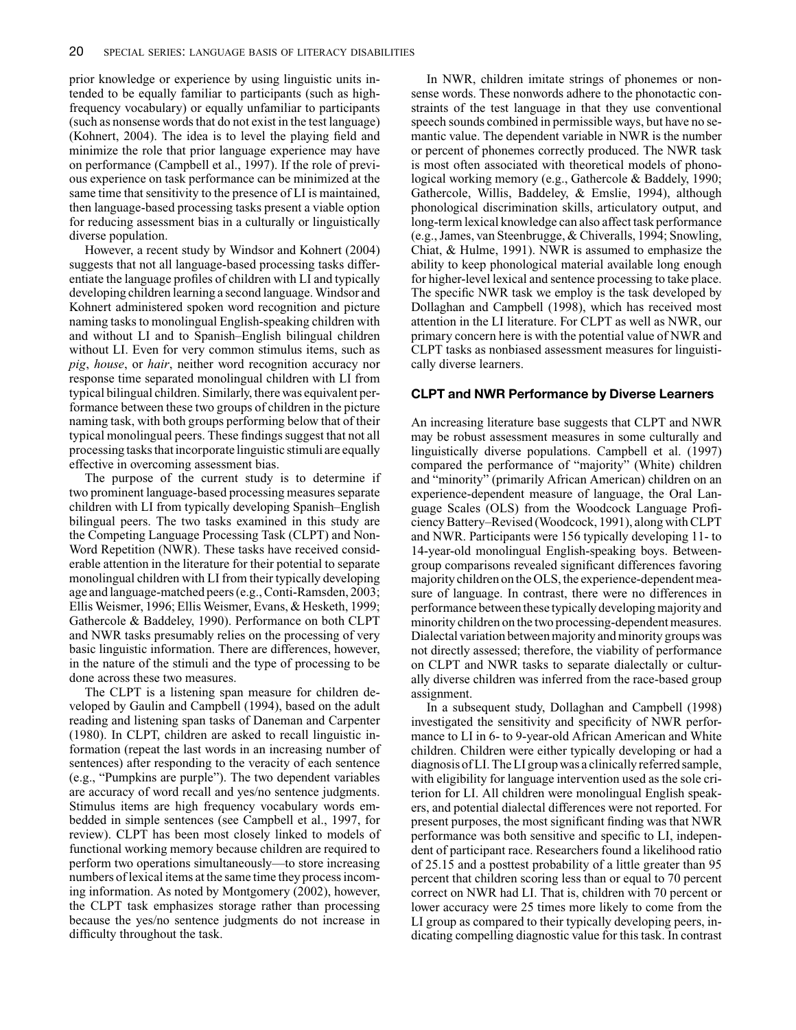prior knowledge or experience by using linguistic units intended to be equally familiar to participants (such as high-frequency vocabulary) or equally unfamiliar to participants (such as nonsense words that do not exist in the test language) (Kohnert, 2004). The idea is to level the playing field and minimize the role that prior language experience may have on performance (Campbell et al., 1997). If the role of previous experience on task performance can be minimized at the same time that sensitivity to the presence of LI is maintained, then language-based processing tasks present a viable option for reducing assessment bias in a culturally or linguistically diverse population.

However, a recent study by Windsor and Kohnert (2004) suggests that not all language-based processing tasks differentiate the language profiles of children with LI and typically developing children learning a second language. Windsor and Kohnert administered spoken word recognition and picture naming tasks to monolingual English-speaking children with and without LI and to Spanish–English bilingual children without LI. Even for very common stimulus items, such as *pig*, *house*, or *hair*, neither word recognition accuracy nor response time separated monolingual children with LI from typical bilingual children. Similarly, there was equivalent performance between these two groups of children in the picture naming task, with both groups performing below that of their typical monolingual peers. These findings suggest that not all processing tasks that incorporate linguistic stimuli are equally effective in overcoming assessment bias.

The purpose of the current study is to determine if two prominent language-based processing measures separate children with LI from typically developing Spanish–English bilingual peers. The two tasks examined in this study are the Competing Language Processing Task (CLPT) and Non-Word Repetition (NWR). These tasks have received considerable attention in the literature for their potential to separate monolingual children with LI from their typically developing age and language-matched peers (e.g., Conti-Ramsden, 2003; Ellis Weismer, 1996; Ellis Weismer, Evans, & Hesketh, 1999; Gathercole & Baddeley, 1990). Performance on both CLPT and NWR tasks presumably relies on the processing of very basic linguistic information. There are differences, however, in the nature of the stimuli and the type of processing to be done across these two measures.

The CLPT is a listening span measure for children developed by Gaulin and Campbell (1994), based on the adult reading and listening span tasks of Daneman and Carpenter (1980). In CLPT, children are asked to recall linguistic information (repeat the last words in an increasing number of sentences) after responding to the veracity of each sentence (e.g., "Pumpkins are purple"). The two dependent variables are accuracy of word recall and yes/no sentence judgments. Stimulus items are high frequency vocabulary words embedded in simple sentences (see Campbell et al., 1997, for review). CLPT has been most closely linked to models of functional working memory because children are required to perform two operations simultaneously—to store increasing numbers of lexical items at the same time they process incoming information. As noted by Montgomery (2002), however, the CLPT task emphasizes storage rather than processing because the yes/no sentence judgments do not increase in difficulty throughout the task.

In NWR, children imitate strings of phonemes or nonsense words. These nonwords adhere to the phonotactic constraints of the test language in that they use conventional speech sounds combined in permissible ways, but have no semantic value. The dependent variable in NWR is the number or percent of phonemes correctly produced. The NWR task is most often associated with theoretical models of phonological working memory (e.g., Gathercole & Baddely, 1990; Gathercole, Willis, Baddeley, & Emslie, 1994), although phonological discrimination skills, articulatory output, and long-term lexical knowledge can also affect task performance (e.g., James, van Steenbrugge, & Chiveralls, 1994; Snowling, Chiat, & Hulme, 1991). NWR is assumed to emphasize the ability to keep phonological material available long enough for higher-level lexical and sentence processing to take place. The specific NWR task we employ is the task developed by Dollaghan and Campbell (1998), which has received most attention in the LI literature. For CLPT as well as NWR, our primary concern here is with the potential value of NWR and CLPT tasks as nonbiased assessment measures for linguistically diverse learners.

### CLPT and NWR Performance by Diverse Learners

An increasing literature base suggests that CLPT and NWR may be robust assessment measures in some culturally and linguistically diverse populations. Campbell et al. (1997) compared the performance of "majority" (White) children and "minority" (primarily African American) children on an experience-dependent measure of language, the Oral Language Scales (OLS) from the Woodcock Language Proficiency Battery–Revised (Woodcock, 1991), along with CLPT and NWR. Participants were 156 typically developing 11- to 14-year-old monolingual English-speaking boys. Between-group comparisons revealed significant differences favoring majority children on the OLS, the experience-dependent measure of language. In contrast, there were no differences in performance between these typically developing majority and minority children on the two processing-dependent measures. Dialectal variation between majority and minority groups was not directly assessed; therefore, the viability of performance on CLPT and NWR tasks to separate dialectally or culturally diverse children was inferred from the race-based group assignment.

In a subsequent study, Dollaghan and Campbell (1998) investigated the sensitivity and specificity of NWR performance to LI in 6- to 9-year-old African American and White children. Children were either typically developing or had a diagnosis of LI. The LI group was a clinically referred sample, with eligibility for language intervention used as the sole criterion for LI. All children were monolingual English speakers, and potential dialectal differences were not reported. For present purposes, the most significant finding was that NWR performance was both sensitive and specific to LI, independent of participant race. Researchers found a likelihood ratio of 25.15 and a posttest probability of a little greater than 95 percent that children scoring less than or equal to 70 percent correct on NWR had LI. That is, children with 70 percent or lower accuracy were 25 times more likely to come from the LI group as compared to their typically developing peers, indicating compelling diagnostic value for this task. In contrast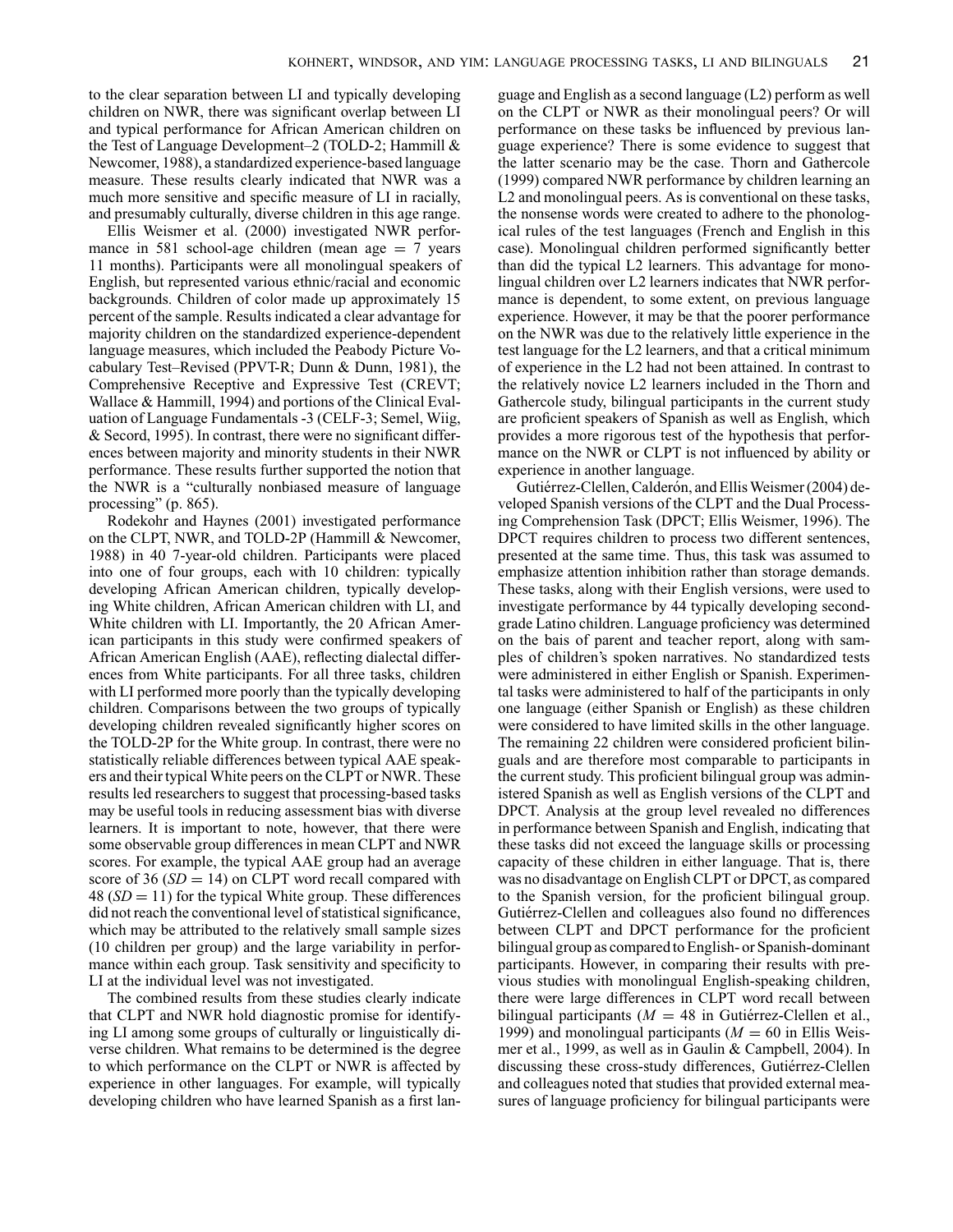to the clear separation between LI and typically developing children on NWR, there was significant overlap between LI and typical performance for African American children on the Test of Language Development–2 (TOLD-2; Hammill & Newcomer, 1988), a standardized experience-based language measure. These results clearly indicated that NWR was a much more sensitive and specific measure of LI in racially, and presumably culturally, diverse children in this age range.

Ellis Weismer et al. (2000) investigated NWR performance in 581 school-age children (mean age = 7 years 11 months). Participants were all monolingual speakers of English, but represented various ethnic/racial and economic backgrounds. Children of color made up approximately 15 percent of the sample. Results indicated a clear advantage for majority children on the standardized experience-dependent language measures, which included the Peabody Picture Vocabulary Test–Revised (PPVT-R; Dunn & Dunn, 1981), the Comprehensive Receptive and Expressive Test (CREVT; Wallace & Hammill, 1994) and portions of the Clinical Evaluation of Language Fundamentals -3 (CELF-3; Semel, Wiig, & Secord, 1995). In contrast, there were no significant differences between majority and minority students in their NWR performance. These results further supported the notion that the NWR is a "culturally nonbiased measure of language processing" (p. 865).

Rodekohr and Haynes (2001) investigated performance on the CLPT, NWR, and TOLD-2P (Hammill & Newcomer, 1988) in 40 7-year-old children. Participants were placed into one of four groups, each with 10 children: typically developing African American children, typically developing White children, African American children with LI, and White children with LI. Importantly, the 20 African American participants in this study were confirmed speakers of African American English (AAE), reflecting dialectal differences from White participants. For all three tasks, children with LI performed more poorly than the typically developing children. Comparisons between the two groups of typically developing children revealed significantly higher scores on the TOLD-2P for the White group. In contrast, there were no statistically reliable differences between typical AAE speakers and their typical White peers on the CLPT or NWR. These results led researchers to suggest that processing-based tasks may be useful tools in reducing assessment bias with diverse learners. It is important to note, however, that there were some observable group differences in mean CLPT and NWR scores. For example, the typical AAE group had an average score of 36 ($SD = 14$) on CLPT word recall compared with 48 ($SD = 11$) for the typical White group. These differences did not reach the conventional level of statistical significance, which may be attributed to the relatively small sample sizes (10 children per group) and the large variability in performance within each group. Task sensitivity and specificity to LI at the individual level was not investigated.

The combined results from these studies clearly indicate that CLPT and NWR hold diagnostic promise for identifying LI among some groups of culturally or linguistically diverse children. What remains to be determined is the degree to which performance on the CLPT or NWR is affected by experience in other languages. For example, will typically developing children who have learned Spanish as a first language and English as a second language (L2) perform as well on the CLPT or NWR as their monolingual peers? Or will performance on these tasks be influenced by previous language experience? There is some evidence to suggest that the latter scenario may be the case. Thorn and Gathercole (1999) compared NWR performance by children learning an L2 and monolingual peers. As is conventional on these tasks, the nonsense words were created to adhere to the phonological rules of the test languages (French and English in this case). Monolingual children performed significantly better than did the typical L2 learners. This advantage for monolingual children over L2 learners indicates that NWR performance is dependent, to some extent, on previous language experience. However, it may be that the poorer performance on the NWR was due to the relatively little experience in the test language for the L2 learners, and that a critical minimum of experience in the L2 had not been attained. In contrast to the relatively novice L2 learners included in the Thorn and Gathercole study, bilingual participants in the current study are proficient speakers of Spanish as well as English, which provides a more rigorous test of the hypothesis that performance on the NWR or CLPT is not influenced by ability or experience in another language.

Gutiérrez-Clellen, Calderón, and Ellis Weismer (2004) developed Spanish versions of the CLPT and the Dual Processing Comprehension Task (DPCT; Ellis Weismer, 1996). The DPCT requires children to process two different sentences, presented at the same time. Thus, this task was assumed to emphasize attention inhibition rather than storage demands. These tasks, along with their English versions, were used to investigate performance by 44 typically developing second-grade Latino children. Language proficiency was determined on the bais of parent and teacher report, along with samples of children's spoken narratives. No standardized tests were administered in either English or Spanish. Experimental tasks were administered to half of the participants in only one language (either Spanish or English) as these children were considered to have limited skills in the other language. The remaining 22 children were considered proficient bilinguals and are therefore most comparable to participants in the current study. This proficient bilingual group was administered Spanish as well as English versions of the CLPT and DPCT. Analysis at the group level revealed no differences in performance between Spanish and English, indicating that these tasks did not exceed the language skills or processing capacity of these children in either language. That is, there was no disadvantage on English CLPT or DPCT, as compared to the Spanish version, for the proficient bilingual group. Gutiérrez-Clellen and colleagues also found no differences between CLPT and DPCT performance for the proficient bilingual group as compared to English- or Spanish-dominant participants. However, in comparing their results with previous studies with monolingual English-speaking children, there were large differences in CLPT word recall between bilingual participants ($M = 48$ in Gutiérrez-Clellen et al., 1999) and monolingual participants ($M = 60$ in Ellis Weismer et al., 1999, as well as in Gaulin & Campbell, 2004). In discussing these cross-study differences, Gutiérrez-Clellen and colleagues noted that studies that provided external measures of language proficiency for bilingual participants were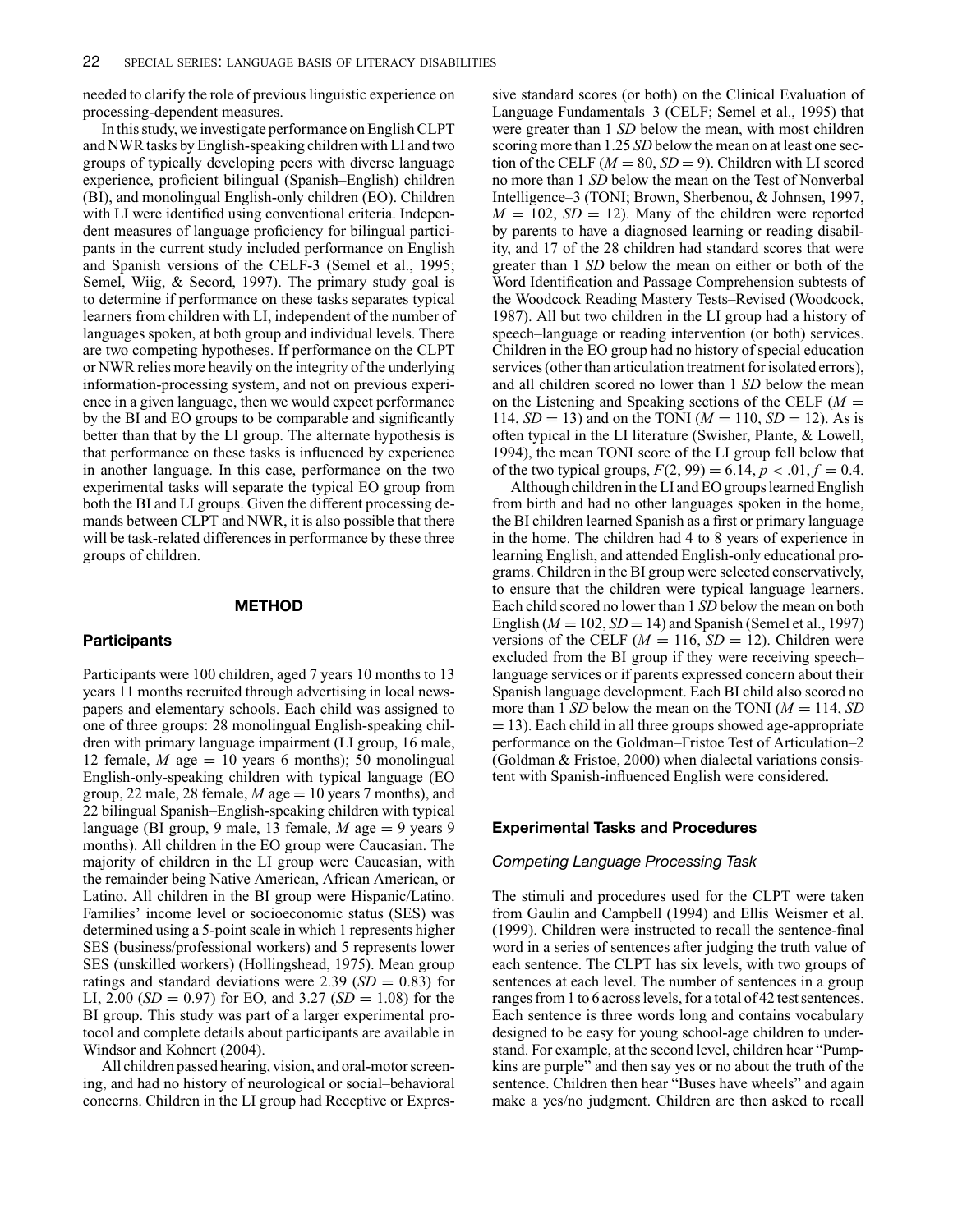needed to clarify the role of previous linguistic experience on processing-dependent measures.

In this study, we investigate performance on English CLPT and NWR tasks by English-speaking children with LI and two groups of typically developing peers with diverse language experience, proficient bilingual (Spanish–English) children (BI), and monolingual English-only children (EO). Children with LI were identified using conventional criteria. Independent measures of language proficiency for bilingual participants in the current study included performance on English and Spanish versions of the CELF-3 (Semel et al., 1995; Semel, Wiig, & Secord, 1997). The primary study goal is to determine if performance on these tasks separates typical learners from children with LI, independent of the number of languages spoken, at both group and individual levels. There are two competing hypotheses. If performance on the CLPT or NWR relies more heavily on the integrity of the underlying information-processing system, and not on previous experience in a given language, then we would expect performance by the BI and EO groups to be comparable and significantly better than that by the LI group. The alternate hypothesis is that performance on these tasks is influenced by experience in another language. In this case, performance on the two experimental tasks will separate the typical EO group from both the BI and LI groups. Given the different processing demands between CLPT and NWR, it is also possible that there will be task-related differences in performance by these three groups of children.

## METHOD

### Participants

Participants were 100 children, aged 7 years 10 months to 13 years 11 months recruited through advertising in local newspapers and elementary schools. Each child was assigned to one of three groups: 28 monolingual English-speaking children with primary language impairment (LI group, 16 male, 12 female, *M* age = 10 years 6 months); 50 monolingual English-only-speaking children with typical language (EO group, 22 male, 28 female, *M* age = 10 years 7 months), and 22 bilingual Spanish–English-speaking children with typical language (BI group, 9 male, 13 female, *M* age = 9 years 9 months). All children in the EO group were Caucasian. The majority of children in the LI group were Caucasian, with the remainder being Native American, African American, or Latino. All children in the BI group were Hispanic/Latino. Families' income level or socioeconomic status (SES) was determined using a 5-point scale in which 1 represents higher SES (business/professional workers) and 5 represents lower SES (unskilled workers) (Hollingshead, 1975). Mean group ratings and standard deviations were 2.39 (*SD* = 0.83) for LI, 2.00 (*SD* = 0.97) for EO, and 3.27 (*SD* = 1.08) for the BI group. This study was part of a larger experimental protocol and complete details about participants are available in Windsor and Kohnert (2004).

All children passed hearing, vision, and oral-motor screening, and had no history of neurological or social–behavioral concerns. Children in the LI group had Receptive or Expressive standard scores (or both) on the Clinical Evaluation of Language Fundamentals–3 (CELF; Semel et al., 1995) that were greater than 1 *SD* below the mean, with most children scoring more than 1.25 *SD* below the mean on at least one section of the CELF (*M* = 80, *SD* = 9). Children with LI scored no more than 1 *SD* below the mean on the Test of Nonverbal Intelligence–3 (TONI; Brown, Sherbenou, & Johnsen, 1997, *M* = 102, *SD* = 12). Many of the children were reported by parents to have a diagnosed learning or reading disability, and 17 of the 28 children had standard scores that were greater than 1 *SD* below the mean on either or both of the Word Identification and Passage Comprehension subtests of the Woodcock Reading Mastery Tests–Revised (Woodcock, 1987). All but two children in the LI group had a history of speech–language or reading intervention (or both) services. Children in the EO group had no history of special education services (other than articulation treatment for isolated errors), and all children scored no lower than 1 *SD* below the mean on the Listening and Speaking sections of the CELF (*M* = 114, *SD* = 13) and on the TONI (*M* = 110, *SD* = 12). As is often typical in the LI literature (Swisher, Plante, & Lowell, 1994), the mean TONI score of the LI group fell below that of the two typical groups, $F(2, 99) = 6.14$, $p < .01$, $f = 0.4$.

Although children in the LI and EO groups learned English from birth and had no other languages spoken in the home, the BI children learned Spanish as a first or primary language in the home. The children had 4 to 8 years of experience in learning English, and attended English-only educational programs. Children in the BI group were selected conservatively, to ensure that the children were typical language learners. Each child scored no lower than 1 *SD* below the mean on both English (*M* = 102, *SD* = 14) and Spanish (Semel et al., 1997) versions of the CELF (*M* = 116, *SD* = 12). Children were excluded from the BI group if they were receiving speech–language services or if parents expressed concern about their Spanish language development. Each BI child also scored no more than 1 *SD* below the mean on the TONI (*M* = 114, *SD* = 13). Each child in all three groups showed age-appropriate performance on the Goldman–Fristoe Test of Articulation–2 (Goldman & Fristoe, 2000) when dialectal variations consistent with Spanish-influenced English were considered.

### Experimental Tasks and Procedures

#### *Competing Language Processing Task*

The stimuli and procedures used for the CLPT were taken from Gaulin and Campbell (1994) and Ellis Weismer et al. (1999). Children were instructed to recall the sentence-final word in a series of sentences after judging the truth value of each sentence. The CLPT has six levels, with two groups of sentences at each level. The number of sentences in a group ranges from 1 to 6 across levels, for a total of 42 test sentences. Each sentence is three words long and contains vocabulary designed to be easy for young school-age children to understand. For example, at the second level, children hear "Pumpkins are purple" and then say yes or no about the truth of the sentence. Children then hear "Buses have wheels" and again make a yes/no judgment. Children are then asked to recall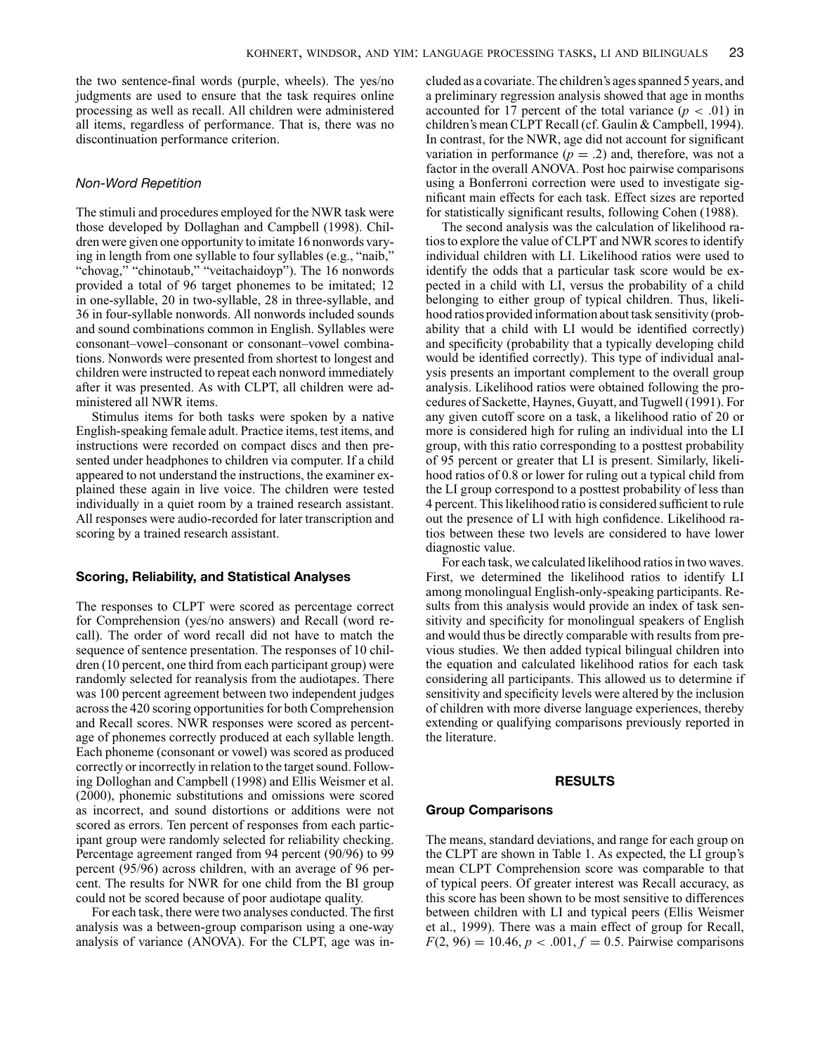the two sentence-final words (purple, wheels). The yes/no judgments are used to ensure that the task requires online processing as well as recall. All children were administered all items, regardless of performance. That is, there was no discontinuation performance criterion.

### *Non-Word Repetition*

The stimuli and procedures employed for the NWR task were those developed by Dollaghan and Campbell (1998). Children were given one opportunity to imitate 16 nonwords varying in length from one syllable to four syllables (e.g., "naib," "chovag," "chinotaub," "veitachaidoyp"). The 16 nonwords provided a total of 96 target phonemes to be imitated; 12 in one-syllable, 20 in two-syllable, 28 in three-syllable, and 36 in four-syllable nonwords. All nonwords included sounds and sound combinations common in English. Syllables were consonant–vowel–consonant or consonant–vowel combinations. Nonwords were presented from shortest to longest and children were instructed to repeat each nonword immediately after it was presented. As with CLPT, all children were administered all NWR items.

Stimulus items for both tasks were spoken by a native English-speaking female adult. Practice items, test items, and instructions were recorded on compact discs and then presented under headphones to children via computer. If a child appeared to not understand the instructions, the examiner explained these again in live voice. The children were tested individually in a quiet room by a trained research assistant. All responses were audio-recorded for later transcription and scoring by a trained research assistant.

## Scoring, Reliability, and Statistical Analyses

The responses to CLPT were scored as percentage correct for Comprehension (yes/no answers) and Recall (word recall). The order of word recall did not have to match the sequence of sentence presentation. The responses of 10 children (10 percent, one third from each participant group) were randomly selected for reanalysis from the audiotapes. There was 100 percent agreement between two independent judges across the 420 scoring opportunities for both Comprehension and Recall scores. NWR responses were scored as percentage of phonemes correctly produced at each syllable length. Each phoneme (consonant or vowel) was scored as produced correctly or incorrectly in relation to the target sound. Following Dolloghan and Campbell (1998) and Ellis Weismer et al. (2000), phonemic substitutions and omissions were scored as incorrect, and sound distortions or additions were not scored as errors. Ten percent of responses from each participant group were randomly selected for reliability checking. Percentage agreement ranged from 94 percent (90/96) to 99 percent (95/96) across children, with an average of 96 percent. The results for NWR for one child from the BI group could not be scored because of poor audiotape quality.

For each task, there were two analyses conducted. The first analysis was a between-group comparison using a one-way analysis of variance (ANOVA). For the CLPT, age was included as a covariate. The children's ages spanned 5 years, and a preliminary regression analysis showed that age in months accounted for 17 percent of the total variance ($p < .01$) in children's mean CLPT Recall (cf. Gaulin & Campbell, 1994). In contrast, for the NWR, age did not account for significant variation in performance ($p = .2$) and, therefore, was not a factor in the overall ANOVA. Post hoc pairwise comparisons using a Bonferroni correction were used to investigate significant main effects for each task. Effect sizes are reported for statistically significant results, following Cohen (1988).

The second analysis was the calculation of likelihood ratios to explore the value of CLPT and NWR scores to identify individual children with LI. Likelihood ratios were used to identify the odds that a particular task score would be expected in a child with LI, versus the probability of a child belonging to either group of typical children. Thus, likelihood ratios provided information about task sensitivity (probability that a child with LI would be identified correctly) and specificity (probability that a typically developing child would be identified correctly). This type of individual analysis presents an important complement to the overall group analysis. Likelihood ratios were obtained following the procedures of Sackette, Haynes, Guyatt, and Tugwell (1991). For any given cutoff score on a task, a likelihood ratio of 20 or more is considered high for ruling an individual into the LI group, with this ratio corresponding to a posttest probability of 95 percent or greater that LI is present. Similarly, likelihood ratios of 0.8 or lower for ruling out a typical child from the LI group correspond to a posttest probability of less than 4 percent. This likelihood ratio is considered sufficient to rule out the presence of LI with high confidence. Likelihood ratios between these two levels are considered to have lower diagnostic value.

For each task, we calculated likelihood ratios in two waves. First, we determined the likelihood ratios to identify LI among monolingual English-only-speaking participants. Results from this analysis would provide an index of task sensitivity and specificity for monolingual speakers of English and would thus be directly comparable with results from previous studies. We then added typical bilingual children into the equation and calculated likelihood ratios for each task considering all participants. This allowed us to determine if sensitivity and specificity levels were altered by the inclusion of children with more diverse language experiences, thereby extending or qualifying comparisons previously reported in the literature.

# RESULTS

## Group Comparisons

The means, standard deviations, and range for each group on the CLPT are shown in Table 1. As expected, the LI group's mean CLPT Comprehension score was comparable to that of typical peers. Of greater interest was Recall accuracy, as this score has been shown to be most sensitive to differences between children with LI and typical peers (Ellis Weismer et al., 1999). There was a main effect of group for Recall, $F(2, 96) = 10.46$, $p < .001$, $f = 0.5$. Pairwise comparisons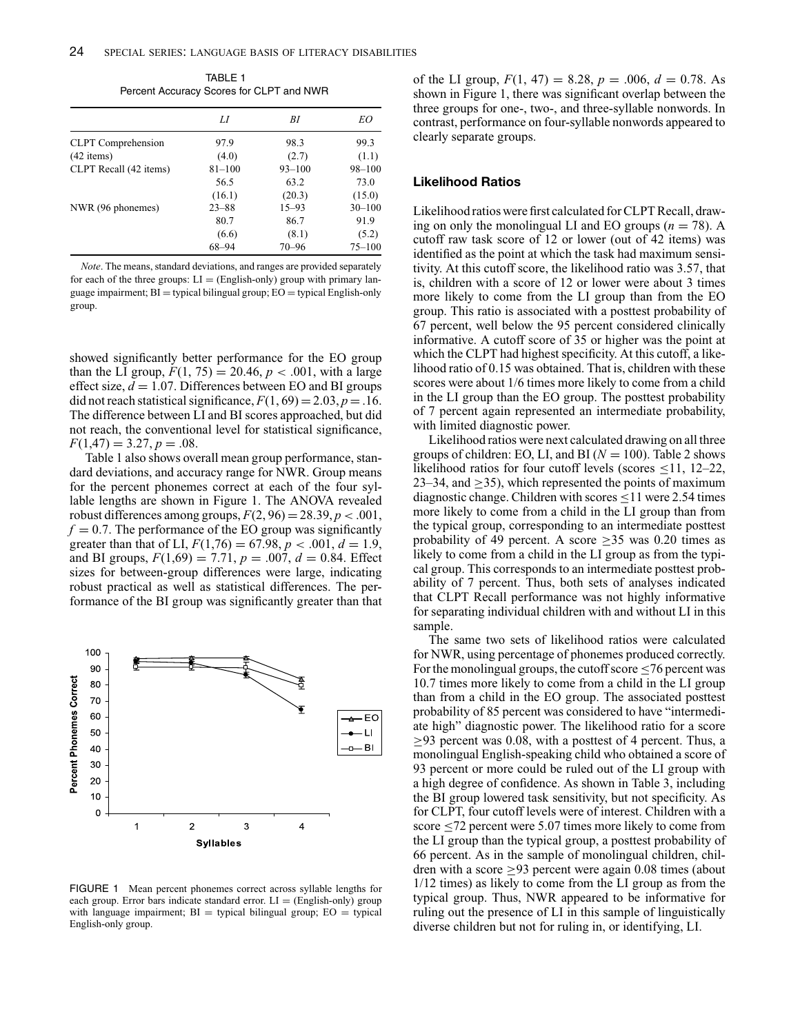TABLE 1
Percent Accuracy Scores for CLPT and NWR

| | *LI* | *BI* | *EO* |
|---|---|---|---|
| CLPT Comprehension | 97.9 | 98.3 | 99.3 |
| (42 items) | (4.0) | (2.7) | (1.1) |
| CLPT Recall (42 items) | 81–100 | 93–100 | 98–100 |
| | 56.5 | 63.2 | 73.0 |
| | (16.1) | (20.3) | (15.0) |
| NWR (96 phonemes) | 23–88 | 15–93 | 30–100 |
| | 80.7 | 86.7 | 91.9 |
| | (6.6) | (8.1) | (5.2) |
| | 68–94 | 70–96 | 75–100 |

*Note*. The means, standard deviations, and ranges are provided separately for each of the three groups: LI = (English-only) group with primary language impairment; BI = typical bilingual group; EO = typical English-only group.

showed significantly better performance for the EO group than the LI group, $F(1, 75) = 20.46$, $p < .001$, with a large effect size, $d = 1.07$. Differences between EO and BI groups did not reach statistical significance, $F(1, 69) = 2.03$, $p = .16$. The difference between LI and BI scores approached, but did not reach, the conventional level for statistical significance, $F(1,47) = 3.27$, $p = .08$.

Table 1 also shows overall mean group performance, standard deviations, and accuracy range for NWR. Group means for the percent phonemes correct at each of the four syllable lengths are shown in Figure 1. The ANOVA revealed robust differences among groups, $F(2, 96) = 28.39$, $p < .001$, $f = 0.7$. The performance of the EO group was significantly greater than that of LI, $F(1,76) = 67.98$, $p < .001$, $d = 1.9$, and BI groups, $F(1,69) = 7.71$, $p = .007$, $d = 0.84$. Effect sizes for between-group differences were large, indicating robust practical as well as statistical differences. The performance of the BI group was significantly greater than that of the LI group, $F(1, 47) = 8.28$, $p = .006$, $d = 0.78$. As shown in Figure 1, there was significant overlap between the three groups for one-, two-, and three-syllable nonwords. In contrast, performance on four-syllable nonwords appeared to clearly separate groups.

FIGURE 1 Mean percent phonemes correct across syllable lengths for each group. Error bars indicate standard error. LI = (English-only) group with language impairment; BI = typical bilingual group; EO = typical English-only group.

## Likelihood Ratios

Likelihood ratios were first calculated for CLPT Recall, drawing on only the monolingual LI and EO groups ($n = 78$). A cutoff raw task score of 12 or lower (out of 42 items) was identified as the point at which the task had maximum sensitivity. At this cutoff score, the likelihood ratio was 3.57, that is, children with a score of 12 or lower were about 3 times more likely to come from the LI group than from the EO group. This ratio is associated with a posttest probability of 67 percent, well below the 95 percent considered clinically informative. A cutoff score of 35 or higher was the point at which the CLPT had highest specificity. At this cutoff, a likelihood ratio of 0.15 was obtained. That is, children with these scores were about 1/6 times more likely to come from a child in the LI group than the EO group. The posttest probability of 7 percent again represented an intermediate probability, with limited diagnostic power.

Likelihood ratios were next calculated drawing on all three groups of children: EO, LI, and BI ($N = 100$). Table 2 shows likelihood ratios for four cutoff levels (scores ≤11, 12–22, 23–34, and ≥35), which represented the points of maximum diagnostic change. Children with scores ≤11 were 2.54 times more likely to come from a child in the LI group than from the typical group, corresponding to an intermediate posttest probability of 49 percent. A score ≥35 was 0.20 times as likely to come from a child in the LI group as from the typical group. This corresponds to an intermediate posttest probability of 7 percent. Thus, both sets of analyses indicated that CLPT Recall performance was not highly informative for separating individual children with and without LI in this sample.

The same two sets of likelihood ratios were calculated for NWR, using percentage of phonemes produced correctly. For the monolingual groups, the cutoff score ≤76 percent was 10.7 times more likely to come from a child in the LI group than from a child in the EO group. The associated posttest probability of 85 percent was considered to have "intermediate high" diagnostic power. The likelihood ratio for a score ≥93 percent was 0.08, with a posttest of 4 percent. Thus, a monolingual English-speaking child who obtained a score of 93 percent or more could be ruled out of the LI group with a high degree of confidence. As shown in Table 3, including the BI group lowered task sensitivity, but not specificity. As for CLPT, four cutoff levels were of interest. Children with a score ≤72 percent were 5.07 times more likely to come from the LI group than the typical group, a posttest probability of 66 percent. As in the sample of monolingual children, children with a score ≥93 percent were again 0.08 times (about 1/12 times) as likely to come from the LI group as from the typical group. Thus, NWR appeared to be informative for ruling out the presence of LI in this sample of linguistically diverse children but not for ruling in, or identifying, LI.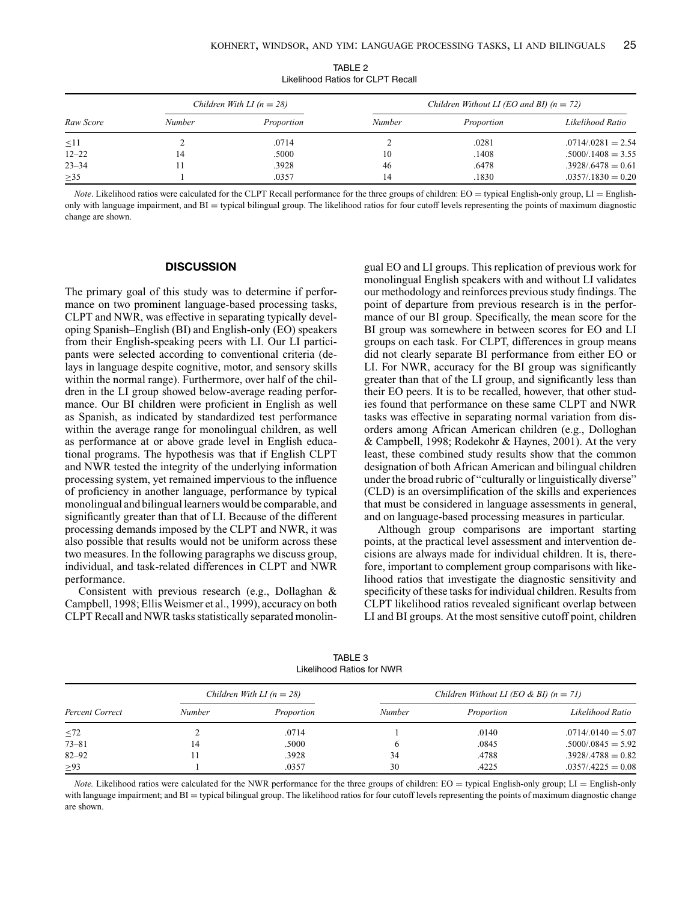TABLE 2
Likelihood Ratios for CLPT Recall

| Raw Score | *Children With LI (n = 28)* | | *Children Without LI (EO and BI) (n = 72)* | | |
|---|---|---|---|---|---|
| | *Number* | *Proportion* | *Number* | *Proportion* | *Likelihood Ratio* |
| ≤11 | 2 | .0714 | 2 | .0281 | .0714/.0281 = 2.54 |
| 12–22 | 14 | .5000 | 10 | .1408 | .5000/.1408 = 3.55 |
| 23–34 | 11 | .3928 | 46 | .6478 | .3928/.6478 = 0.61 |
| ≥35 | 1 | .0357 | 14 | .1830 | .0357/.1830 = 0.20 |

*Note*. Likelihood ratios were calculated for the CLPT Recall performance for the three groups of children: EO = typical English-only group, LI = English-only with language impairment, and BI = typical bilingual group. The likelihood ratios for four cutoff levels representing the points of maximum diagnostic change are shown.

## DISCUSSION

The primary goal of this study was to determine if performance on two prominent language-based processing tasks, CLPT and NWR, was effective in separating typically developing Spanish–English (BI) and English-only (EO) speakers from their English-speaking peers with LI. Our LI participants were selected according to conventional criteria (delays in language despite cognitive, motor, and sensory skills within the normal range). Furthermore, over half of the children in the LI group showed below-average reading performance. Our BI children were proficient in English as well as Spanish, as indicated by standardized test performance within the average range for monolingual children, as well as performance at or above grade level in English educational programs. The hypothesis was that if English CLPT and NWR tested the integrity of the underlying information processing system, yet remained impervious to the influence of proficiency in another language, performance by typical monolingual and bilingual learners would be comparable, and significantly greater than that of LI. Because of the different processing demands imposed by the CLPT and NWR, it was also possible that results would not be uniform across these two measures. In the following paragraphs we discuss group, individual, and task-related differences in CLPT and NWR performance.

Consistent with previous research (e.g., Dollaghan & Campbell, 1998; Ellis Weismer et al., 1999), accuracy on both CLPT Recall and NWR tasks statistically separated monolingual EO and LI groups. This replication of previous work for monolingual English speakers with and without LI validates our methodology and reinforces previous study findings. The point of departure from previous research is in the performance of our BI group. Specifically, the mean score for the BI group was somewhere in between scores for EO and LI groups on each task. For CLPT, differences in group means did not clearly separate BI performance from either EO or LI. For NWR, accuracy for the BI group was significantly greater than that of the LI group, and significantly less than their EO peers. It is to be recalled, however, that other studies found that performance on these same CLPT and NWR tasks was effective in separating normal variation from disorders among African American children (e.g., Dollaghan & Campbell, 1998; Rodekohr & Haynes, 2001). At the very least, these combined study results show that the common designation of both African American and bilingual children under the broad rubric of "culturally or linguistically diverse" (CLD) is an oversimplification of the skills and experiences that must be considered in language assessments in general, and on language-based processing measures in particular.

Although group comparisons are important starting points, at the practical level assessment and intervention decisions are always made for individual children. It is, therefore, important to complement group comparisons with likelihood ratios that investigate the diagnostic sensitivity and specificity of these tasks for individual children. Results from CLPT likelihood ratios revealed significant overlap between LI and BI groups. At the most sensitive cutoff point, children

TABLE 3
Likelihood Ratios for NWR

| Percent Correct | *Children With LI (n = 28)* | | *Children Without LI (EO & BI) (n = 71)* | | |
|---|---|---|---|---|---|
| | *Number* | *Proportion* | *Number* | *Proportion* | *Likelihood Ratio* |
| ≤72 | 2 | .0714 | 1 | .0140 | .0714/.0140 = 5.07 |
| 73–81 | 14 | .5000 | 6 | .0845 | .5000/.0845 = 5.92 |
| 82–92 | 11 | .3928 | 34 | .4788 | .3928/.4788 = 0.82 |
| ≥93 | 1 | .0357 | 30 | .4225 | .0357/.4225 = 0.08 |

*Note.* Likelihood ratios were calculated for the NWR performance for the three groups of children: EO = typical English-only group; LI = English-only with language impairment; and BI = typical bilingual group. The likelihood ratios for four cutoff levels representing the points of maximum diagnostic change are shown.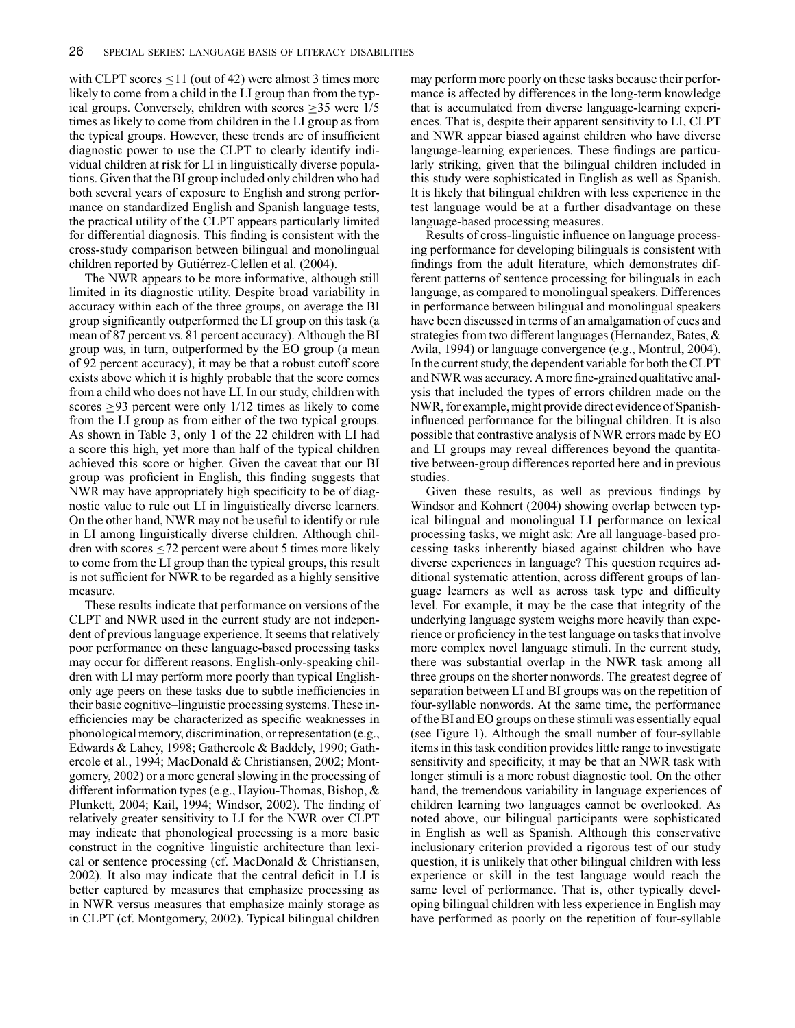with CLPT scores $\leq$11 (out of 42) were almost 3 times more likely to come from a child in the LI group than from the typical groups. Conversely, children with scores $\geq$35 were 1/5 times as likely to come from children in the LI group as from the typical groups. However, these trends are of insufficient diagnostic power to use the CLPT to clearly identify individual children at risk for LI in linguistically diverse populations. Given that the BI group included only children who had both several years of exposure to English and strong performance on standardized English and Spanish language tests, the practical utility of the CLPT appears particularly limited for differential diagnosis. This finding is consistent with the cross-study comparison between bilingual and monolingual children reported by Gutiérrez-Clellen et al. (2004).

The NWR appears to be more informative, although still limited in its diagnostic utility. Despite broad variability in accuracy within each of the three groups, on average the BI group significantly outperformed the LI group on this task (a mean of 87 percent vs. 81 percent accuracy). Although the BI group was, in turn, outperformed by the EO group (a mean of 92 percent accuracy), it may be that a robust cutoff score exists above which it is highly probable that the score comes from a child who does not have LI. In our study, children with scores $\geq$93 percent were only 1/12 times as likely to come from the LI group as from either of the two typical groups. As shown in Table 3, only 1 of the 22 children with LI had a score this high, yet more than half of the typical children achieved this score or higher. Given the caveat that our BI group was proficient in English, this finding suggests that NWR may have appropriately high specificity to be of diagnostic value to rule out LI in linguistically diverse learners. On the other hand, NWR may not be useful to identify or rule in LI among linguistically diverse children. Although children with scores $\leq$72 percent were about 5 times more likely to come from the LI group than the typical groups, this result is not sufficient for NWR to be regarded as a highly sensitive measure.

These results indicate that performance on versions of the CLPT and NWR used in the current study are not independent of previous language experience. It seems that relatively poor performance on these language-based processing tasks may occur for different reasons. English-only-speaking children with LI may perform more poorly than typical English-only age peers on these tasks due to subtle inefficiencies in their basic cognitive–linguistic processing systems. These inefficiencies may be characterized as specific weaknesses in phonological memory, discrimination, or representation (e.g., Edwards & Lahey, 1998; Gathercole & Baddely, 1990; Gathercole et al., 1994; MacDonald & Christiansen, 2002; Montgomery, 2002) or a more general slowing in the processing of different information types (e.g., Hayiou-Thomas, Bishop, & Plunkett, 2004; Kail, 1994; Windsor, 2002). The finding of relatively greater sensitivity to LI for the NWR over CLPT may indicate that phonological processing is a more basic construct in the cognitive–linguistic architecture than lexical or sentence processing (cf. MacDonald & Christiansen, 2002). It also may indicate that the central deficit in LI is better captured by measures that emphasize processing as in NWR versus measures that emphasize mainly storage as in CLPT (cf. Montgomery, 2002). Typical bilingual children may perform more poorly on these tasks because their performance is affected by differences in the long-term knowledge that is accumulated from diverse language-learning experiences. That is, despite their apparent sensitivity to LI, CLPT and NWR appear biased against children who have diverse language-learning experiences. These findings are particularly striking, given that the bilingual children included in this study were sophisticated in English as well as Spanish. It is likely that bilingual children with less experience in the test language would be at a further disadvantage on these language-based processing measures.

Results of cross-linguistic influence on language processing performance for developing bilinguals is consistent with findings from the adult literature, which demonstrates different patterns of sentence processing for bilinguals in each language, as compared to monolingual speakers. Differences in performance between bilingual and monolingual speakers have been discussed in terms of an amalgamation of cues and strategies from two different languages (Hernandez, Bates, & Avila, 1994) or language convergence (e.g., Montrul, 2004). In the current study, the dependent variable for both the CLPT and NWR was accuracy. A more fine-grained qualitative analysis that included the types of errors children made on the NWR, for example, might provide direct evidence of Spanish-influenced performance for the bilingual children. It is also possible that contrastive analysis of NWR errors made by EO and LI groups may reveal differences beyond the quantitative between-group differences reported here and in previous studies.

Given these results, as well as previous findings by Windsor and Kohnert (2004) showing overlap between typical bilingual and monolingual LI performance on lexical processing tasks, we might ask: Are all language-based processing tasks inherently biased against children who have diverse experiences in language? This question requires additional systematic attention, across different groups of language learners as well as across task type and difficulty level. For example, it may be the case that integrity of the underlying language system weighs more heavily than experience or proficiency in the test language on tasks that involve more complex novel language stimuli. In the current study, there was substantial overlap in the NWR task among all three groups on the shorter nonwords. The greatest degree of separation between LI and BI groups was on the repetition of four-syllable nonwords. At the same time, the performance of the BI and EO groups on these stimuli was essentially equal (see Figure 1). Although the small number of four-syllable items in this task condition provides little range to investigate sensitivity and specificity, it may be that an NWR task with longer stimuli is a more robust diagnostic tool. On the other hand, the tremendous variability in language experiences of children learning two languages cannot be overlooked. As noted above, our bilingual participants were sophisticated in English as well as Spanish. Although this conservative inclusionary criterion provided a rigorous test of our study question, it is unlikely that other bilingual children with less experience or skill in the test language would reach the same level of performance. That is, other typically developing bilingual children with less experience in English may have performed as poorly on the repetition of four-syllable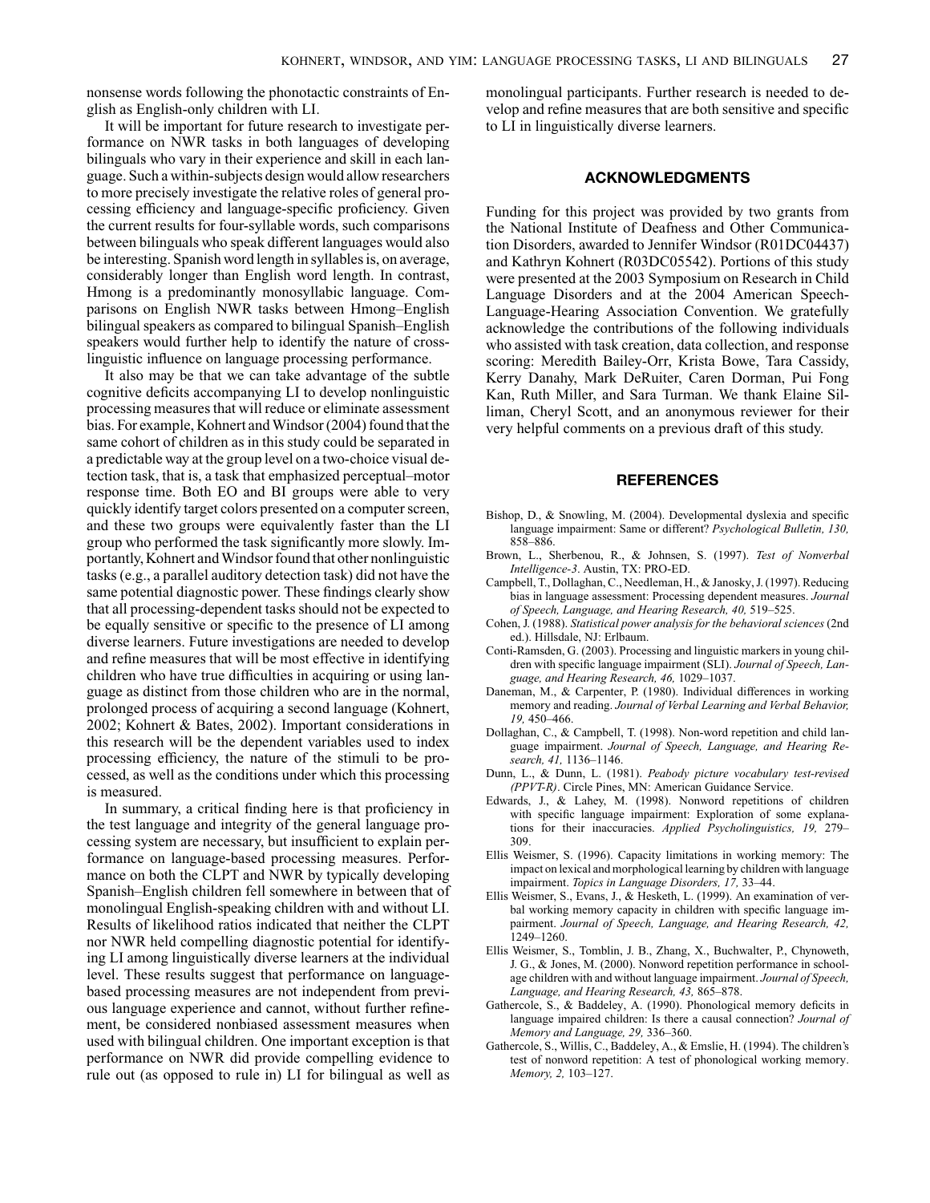nonsense words following the phonotactic constraints of English as English-only children with LI.

It will be important for future research to investigate performance on NWR tasks in both languages of developing bilinguals who vary in their experience and skill in each language. Such a within-subjects design would allow researchers to more precisely investigate the relative roles of general processing efficiency and language-specific proficiency. Given the current results for four-syllable words, such comparisons between bilinguals who speak different languages would also be interesting. Spanish word length in syllables is, on average, considerably longer than English word length. In contrast, Hmong is a predominantly monosyllabic language. Comparisons on English NWR tasks between Hmong–English bilingual speakers as compared to bilingual Spanish–English speakers would further help to identify the nature of cross-linguistic influence on language processing performance.

It also may be that we can take advantage of the subtle cognitive deficits accompanying LI to develop nonlinguistic processing measures that will reduce or eliminate assessment bias. For example, Kohnert and Windsor (2004) found that the same cohort of children as in this study could be separated in a predictable way at the group level on a two-choice visual detection task, that is, a task that emphasized perceptual–motor response time. Both EO and BI groups were able to very quickly identify target colors presented on a computer screen, and these two groups were equivalently faster than the LI group who performed the task significantly more slowly. Importantly, Kohnert and Windsor found that other nonlinguistic tasks (e.g., a parallel auditory detection task) did not have the same potential diagnostic power. These findings clearly show that all processing-dependent tasks should not be expected to be equally sensitive or specific to the presence of LI among diverse learners. Future investigations are needed to develop and refine measures that will be most effective in identifying children who have true difficulties in acquiring or using language as distinct from those children who are in the normal, prolonged process of acquiring a second language (Kohnert, 2002; Kohnert & Bates, 2002). Important considerations in this research will be the dependent variables used to index processing efficiency, the nature of the stimuli to be processed, as well as the conditions under which this processing is measured.

In summary, a critical finding here is that proficiency in the test language and integrity of the general language processing system are necessary, but insufficient to explain performance on language-based processing measures. Performance on both the CLPT and NWR by typically developing Spanish–English children fell somewhere in between that of monolingual English-speaking children with and without LI. Results of likelihood ratios indicated that neither the CLPT nor NWR held compelling diagnostic potential for identifying LI among linguistically diverse learners at the individual level. These results suggest that performance on language-based processing measures are not independent from previous language experience and cannot, without further refinement, be considered nonbiased assessment measures when used with bilingual children. One important exception is that performance on NWR did provide compelling evidence to rule out (as opposed to rule in) LI for bilingual as well as monolingual participants. Further research is needed to develop and refine measures that are both sensitive and specific to LI in linguistically diverse learners.

## ACKNOWLEDGMENTS

Funding for this project was provided by two grants from the National Institute of Deafness and Other Communication Disorders, awarded to Jennifer Windsor (R01DC04437) and Kathryn Kohnert (R03DC05542). Portions of this study were presented at the 2003 Symposium on Research in Child Language Disorders and at the 2004 American Speech-Language-Hearing Association Convention. We gratefully acknowledge the contributions of the following individuals who assisted with task creation, data collection, and response scoring: Meredith Bailey-Orr, Krista Bowe, Tara Cassidy, Kerry Danahy, Mark DeRuiter, Caren Dorman, Pui Fong Kan, Ruth Miller, and Sara Turman. We thank Elaine Silliman, Cheryl Scott, and an anonymous reviewer for their very helpful comments on a previous draft of this study.

## REFERENCES

Bishop, D., & Snowling, M. (2004). Developmental dyslexia and specific language impairment: Same or different? *Psychological Bulletin, 130,* 858–886.

Brown, L., Sherbenou, R., & Johnsen, S. (1997). *Test of Nonverbal Intelligence-3*. Austin, TX: PRO-ED.

Campbell, T., Dollaghan, C., Needleman, H., & Janosky, J. (1997). Reducing bias in language assessment: Processing dependent measures. *Journal of Speech, Language, and Hearing Research, 40,* 519–525.

Cohen, J. (1988). *Statistical power analysis for the behavioral sciences* (2nd ed.). Hillsdale, NJ: Erlbaum.

Conti-Ramsden, G. (2003). Processing and linguistic markers in young children with specific language impairment (SLI). *Journal of Speech, Language, and Hearing Research, 46,* 1029–1037.

Daneman, M., & Carpenter, P. (1980). Individual differences in working memory and reading. *Journal of Verbal Learning and Verbal Behavior, 19,* 450–466.

Dollaghan, C., & Campbell, T. (1998). Non-word repetition and child language impairment. *Journal of Speech, Language, and Hearing Research, 41,* 1136–1146.

Dunn, L., & Dunn, L. (1981). *Peabody picture vocabulary test-revised (PPVT-R)*. Circle Pines, MN: American Guidance Service.

Edwards, J., & Lahey, M. (1998). Nonword repetitions of children with specific language impairment: Exploration of some explanations for their inaccuracies. *Applied Psycholinguistics, 19,* 279–309.

Ellis Weismer, S. (1996). Capacity limitations in working memory: The impact on lexical and morphological learning by children with language impairment. *Topics in Language Disorders, 17,* 33–44.

Ellis Weismer, S., Evans, J., & Hesketh, L. (1999). An examination of verbal working memory capacity in children with specific language impairment. *Journal of Speech, Language, and Hearing Research, 42,* 1249–1260.

Ellis Weismer, S., Tomblin, J. B., Zhang, X., Buchwalter, P., Chynoweth, J. G., & Jones, M. (2000). Nonword repetition performance in school-age children with and without language impairment. *Journal of Speech, Language, and Hearing Research, 43,* 865–878.

Gathercole, S., & Baddeley, A. (1990). Phonological memory deficits in language impaired children: Is there a causal connection? *Journal of Memory and Language, 29,* 336–360.

Gathercole, S., Willis, C., Baddeley, A., & Emslie, H. (1994). The children's test of nonword repetition: A test of phonological working memory. *Memory, 2,* 103–127.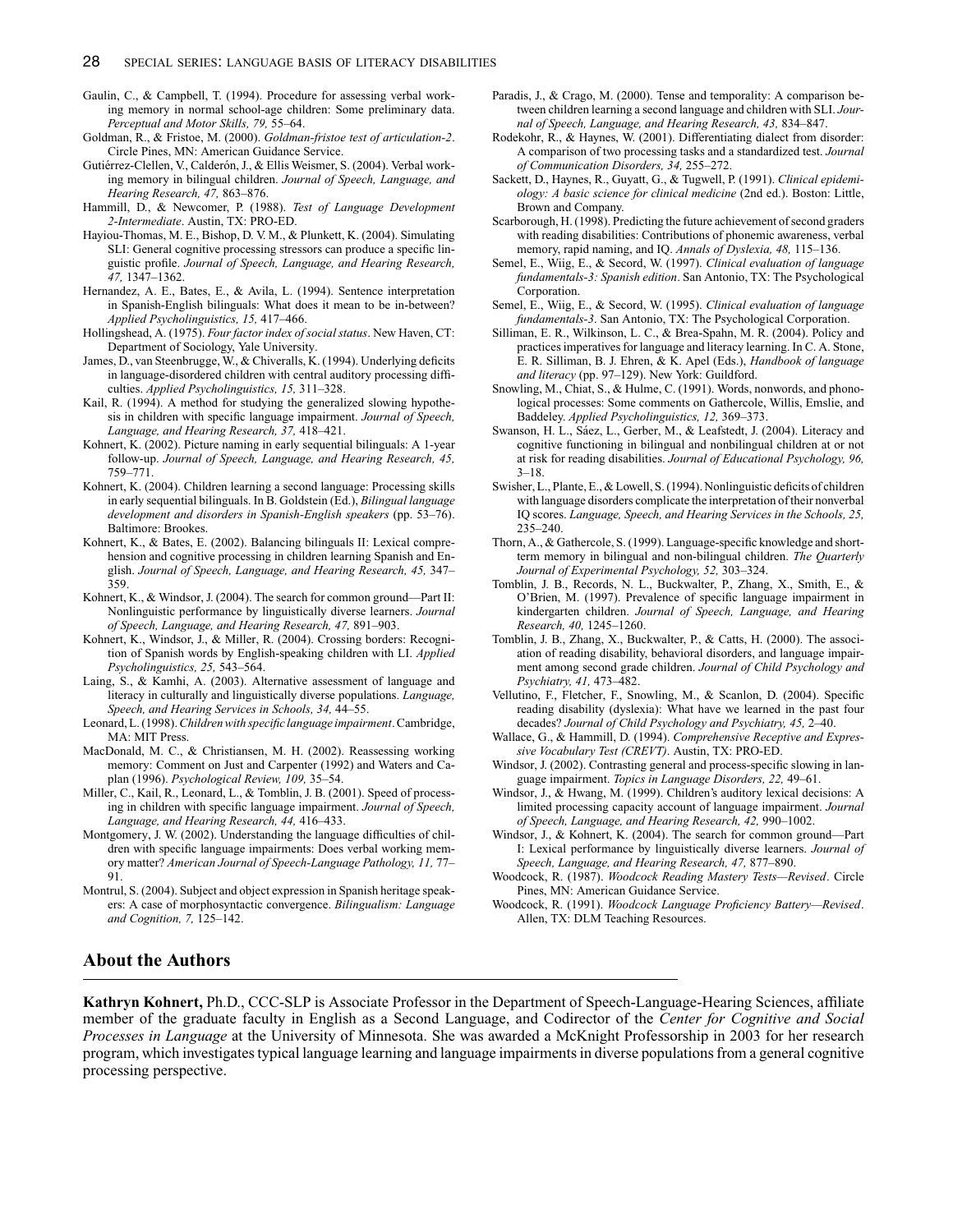Gaulin, C., & Campbell, T. (1994). Procedure for assessing verbal working memory in normal school-age children: Some preliminary data. *Perceptual and Motor Skills, 79,* 55–64.

Goldman, R., & Fristoe, M. (2000). *Goldman-fristoe test of articulation-2*. Circle Pines, MN: American Guidance Service.

Gutiérrez-Clellen, V., Calderón, J., & Ellis Weismer, S. (2004). Verbal working memory in bilingual children. *Journal of Speech, Language, and Hearing Research, 47,* 863–876.

Hammill, D., & Newcomer, P. (1988). *Test of Language Development 2-Intermediate*. Austin, TX: PRO-ED.

Hayiou-Thomas, M. E., Bishop, D. V. M., & Plunkett, K. (2004). Simulating SLI: General cognitive processing stressors can produce a specific linguistic profile. *Journal of Speech, Language, and Hearing Research, 47,* 1347–1362.

Hernandez, A. E., Bates, E., & Avila, L. (1994). Sentence interpretation in Spanish-English bilinguals: What does it mean to be in-between? *Applied Psycholinguistics, 15,* 417–466.

Hollingshead, A. (1975). *Four factor index of social status*. New Haven, CT: Department of Sociology, Yale University.

James, D., van Steenbrugge, W., & Chiveralls, K. (1994). Underlying deficits in language-disordered children with central auditory processing difficulties. *Applied Psycholinguistics, 15,* 311–328.

Kail, R. (1994). A method for studying the generalized slowing hypothesis in children with specific language impairment. *Journal of Speech, Language, and Hearing Research, 37,* 418–421.

Kohnert, K. (2002). Picture naming in early sequential bilinguals: A 1-year follow-up. *Journal of Speech, Language, and Hearing Research, 45,* 759–771.

Kohnert, K. (2004). Children learning a second language: Processing skills in early sequential bilinguals. In B. Goldstein (Ed.), *Bilingual language development and disorders in Spanish-English speakers* (pp. 53–76). Baltimore: Brookes.

Kohnert, K., & Bates, E. (2002). Balancing bilinguals II: Lexical comprehension and cognitive processing in children learning Spanish and English. *Journal of Speech, Language, and Hearing Research, 45,* 347–359.

Kohnert, K., & Windsor, J. (2004). The search for common ground—Part II: Nonlinguistic performance by linguistically diverse learners. *Journal of Speech, Language, and Hearing Research, 47,* 891–903.

Kohnert, K., Windsor, J., & Miller, R. (2004). Crossing borders: Recognition of Spanish words by English-speaking children with LI. *Applied Psycholinguistics, 25,* 543–564.

Laing, S., & Kamhi, A. (2003). Alternative assessment of language and literacy in culturally and linguistically diverse populations. *Language, Speech, and Hearing Services in Schools, 34,* 44–55.

Leonard, L. (1998). *Children with specific language impairment*. Cambridge, MA: MIT Press.

MacDonald, M. C., & Christiansen, M. H. (2002). Reassessing working memory: Comment on Just and Carpenter (1992) and Waters and Caplan (1996). *Psychological Review, 109,* 35–54.

Miller, C., Kail, R., Leonard, L., & Tomblin, J. B. (2001). Speed of processing in children with specific language impairment. *Journal of Speech, Language, and Hearing Research, 44,* 416–433.

Montgomery, J. W. (2002). Understanding the language difficulties of children with specific language impairments: Does verbal working memory matter? *American Journal of Speech-Language Pathology, 11,* 77–91.

Montrul, S. (2004). Subject and object expression in Spanish heritage speakers: A case of morphosyntactic convergence. *Bilingualism: Language and Cognition, 7,* 125–142.

Paradis, J., & Crago, M. (2000). Tense and temporality: A comparison between children learning a second language and children with SLI. *Journal of Speech, Language, and Hearing Research, 43,* 834–847.

Rodekohr, R., & Haynes, W. (2001). Differentiating dialect from disorder: A comparison of two processing tasks and a standardized test. *Journal of Communication Disorders, 34,* 255–272.

Sackett, D., Haynes, R., Guyatt, G., & Tugwell, P. (1991). *Clinical epidemiology: A basic science for clinical medicine* (2nd ed.). Boston: Little, Brown and Company.

Scarborough, H. (1998). Predicting the future achievement of second graders with reading disabilities: Contributions of phonemic awareness, verbal memory, rapid naming, and IQ. *Annals of Dyslexia, 48,* 115–136.

Semel, E., Wiig, E., & Secord, W. (1997). *Clinical evaluation of language fundamentals-3: Spanish edition*. San Antonio, TX: The Psychological Corporation.

Semel, E., Wiig, E., & Secord, W. (1995). *Clinical evaluation of language fundamentals-3*. San Antonio, TX: The Psychological Corporation.

Silliman, E. R., Wilkinson, L. C., & Brea-Spahn, M. R. (2004). Policy and practices imperatives for language and literacy learning. In C. A. Stone, E. R. Silliman, B. J. Ehren, & K. Apel (Eds.), *Handbook of language and literacy* (pp. 97–129). New York: Guildford.

Snowling, M., Chiat, S., & Hulme, C. (1991). Words, nonwords, and phonological processes: Some comments on Gathercole, Willis, Emslie, and Baddeley. *Applied Psycholinguistics, 12,* 369–373.

Swanson, H. L., Sáez, L., Gerber, M., & Leafstedt, J. (2004). Literacy and cognitive functioning in bilingual and nonbilingual children at or not at risk for reading disabilities. *Journal of Educational Psychology, 96,* 3–18.

Swisher, L., Plante, E., & Lowell, S. (1994). Nonlinguistic deficits of children with language disorders complicate the interpretation of their nonverbal IQ scores. *Language, Speech, and Hearing Services in the Schools, 25,* 235–240.

Thorn, A., & Gathercole, S. (1999). Language-specific knowledge and short-term memory in bilingual and non-bilingual children. *The Quarterly Journal of Experimental Psychology, 52,* 303–324.

Tomblin, J. B., Records, N. L., Buckwalter, P., Zhang, X., Smith, E., & O'Brien, M. (1997). Prevalence of specific language impairment in kindergarten children. *Journal of Speech, Language, and Hearing Research, 40,* 1245–1260.

Tomblin, J. B., Zhang, X., Buckwalter, P., & Catts, H. (2000). The association of reading disability, behavioral disorders, and language impairment among second grade children. *Journal of Child Psychology and Psychiatry, 41,* 473–482.

Vellutino, F., Fletcher, F., Snowling, M., & Scanlon, D. (2004). Specific reading disability (dyslexia): What have we learned in the past four decades? *Journal of Child Psychology and Psychiatry, 45,* 2–40.

Wallace, G., & Hammill, D. (1994). *Comprehensive Receptive and Expressive Vocabulary Test (CREVT)*. Austin, TX: PRO-ED.

Windsor, J. (2002). Contrasting general and process-specific slowing in language impairment. *Topics in Language Disorders, 22,* 49–61.

Windsor, J., & Hwang, M. (1999). Children's auditory lexical decisions: A limited processing capacity account of language impairment. *Journal of Speech, Language, and Hearing Research, 42,* 990–1002.

Windsor, J., & Kohnert, K. (2004). The search for common ground—Part I: Lexical performance by linguistically diverse learners. *Journal of Speech, Language, and Hearing Research, 47,* 877–890.

Woodcock, R. (1987). *Woodcock Reading Mastery Tests—Revised*. Circle Pines, MN: American Guidance Service.

Woodcock, R. (1991). *Woodcock Language Proficiency Battery—Revised*. Allen, TX: DLM Teaching Resources.

## About the Authors

**Kathryn Kohnert,** Ph.D., CCC-SLP is Associate Professor in the Department of Speech-Language-Hearing Sciences, affiliate member of the graduate faculty in English as a Second Language, and Codirector of the *Center for Cognitive and Social Processes in Language* at the University of Minnesota. She was awarded a McKnight Professorship in 2003 for her research program, which investigates typical language learning and language impairments in diverse populations from a general cognitive processing perspective.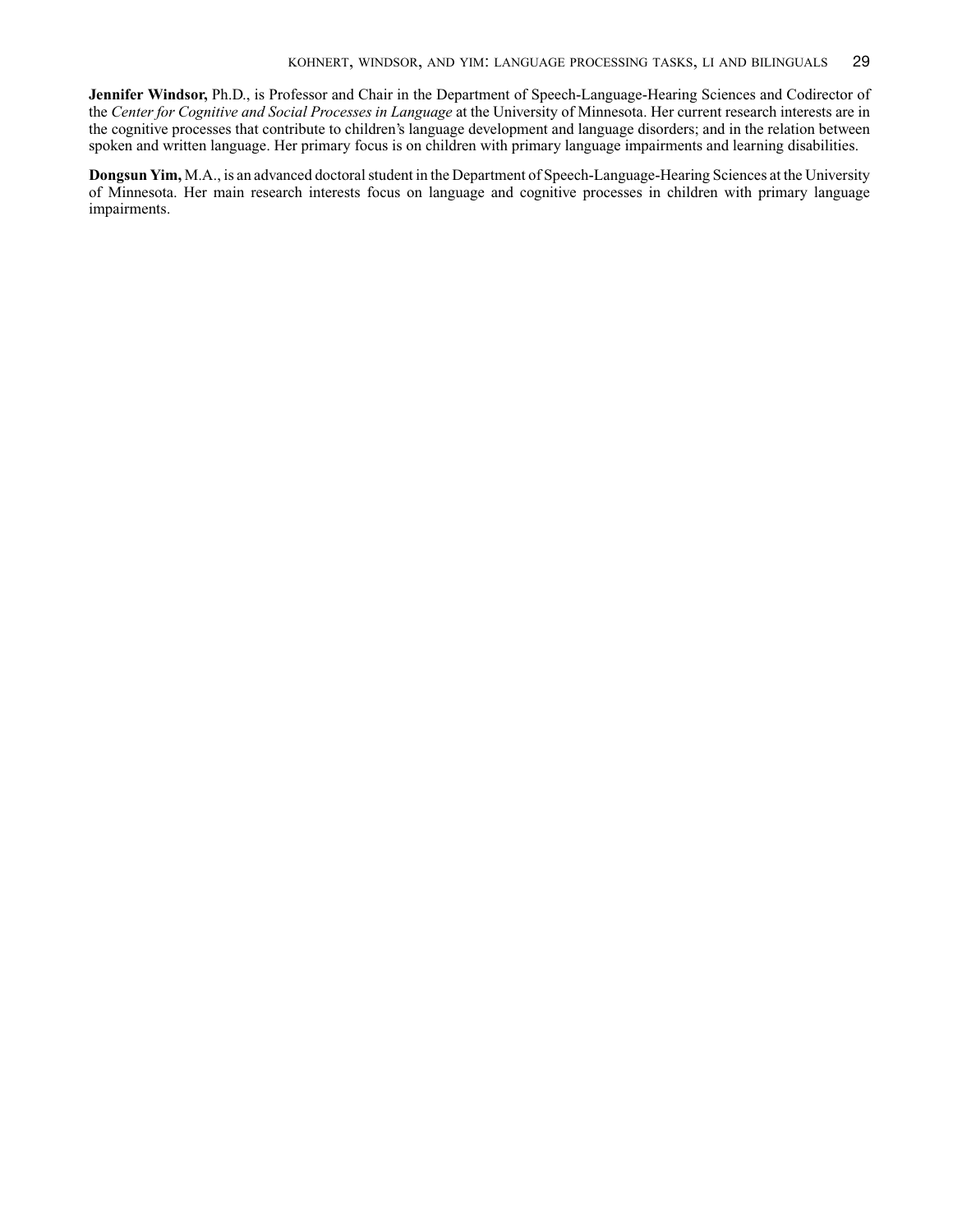**Jennifer Windsor,** Ph.D., is Professor and Chair in the Department of Speech-Language-Hearing Sciences and Codirector of the *Center for Cognitive and Social Processes in Language* at the University of Minnesota. Her current research interests are in the cognitive processes that contribute to children's language development and language disorders; and in the relation between spoken and written language. Her primary focus is on children with primary language impairments and learning disabilities.

**Dongsun Yim,** M.A., is an advanced doctoral student in the Department of Speech-Language-Hearing Sciences at the University of Minnesota. Her main research interests focus on language and cognitive processes in children with primary language impairments.